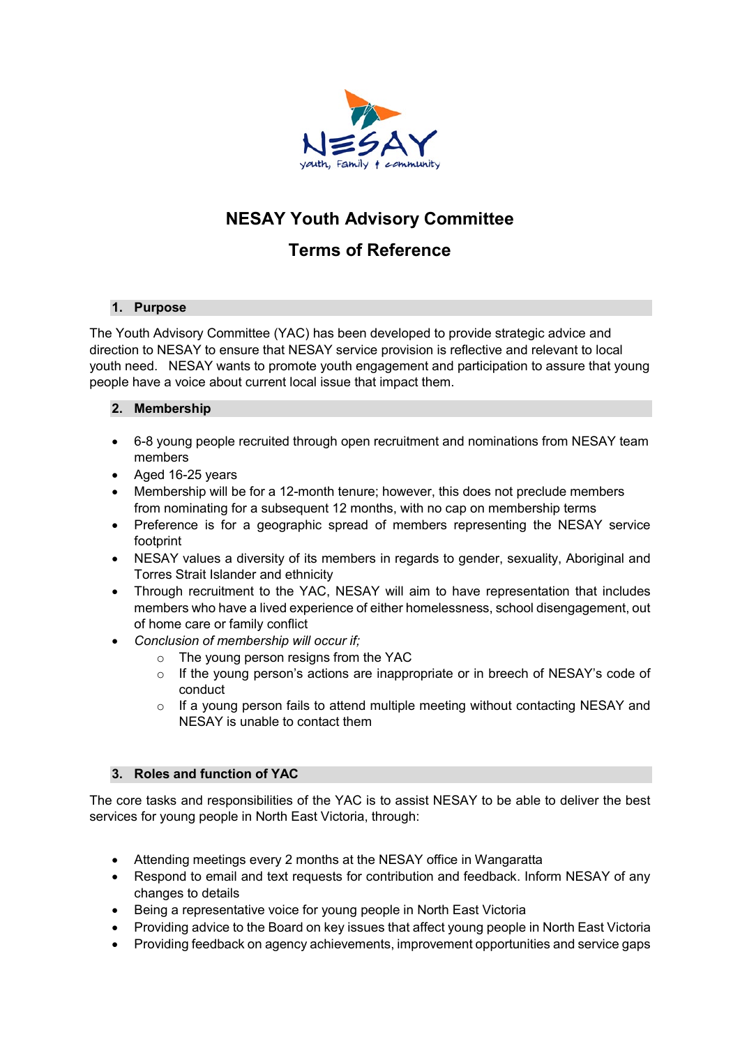NESAY

youth, Family & community

# NESAY Youth Advisory Committee

# Terms of Reference

## 1. Purpose

The Youth Advisory Committee (YAC) has been developed to provide strategic advice and direction to NESAY to ensure that NESAY service provision is reflective and relevant to local youth need. NESAY wants to promote youth engagement and participation to assure that young people have a voice about current local issue that impact them.

## 2. Membership

- 6-8 young people recruited through open recruitment and nominations from NESAY team members
- Aged 16-25 years
- Membership will be for a 12-month tenure; however, this does not preclude members from nominating for a subsequent 12 months, with no cap on membership terms
- Preference is for a geographic spread of members representing the NESAY service footprint
- NESAY values a diversity of its members in regards to gender, sexuality, Aboriginal and Torres Strait Islander and ethnicity
- Through recruitment to the YAC, NESAY will aim to have representation that includes members who have a lived experience of either homelessness, school disengagement, out of home care or family conflict
- *Conclusion of membership will occur if;*
  - The young person resigns from the YAC
  - If the young person's actions are inappropriate or in breech of NESAY's code of conduct
  - If a young person fails to attend multiple meeting without contacting NESAY and NESAY is unable to contact them

## 3. Roles and function of YAC

The core tasks and responsibilities of the YAC is to assist NESAY to be able to deliver the best services for young people in North East Victoria, through:

- Attending meetings every 2 months at the NESAY office in Wangaratta
- Respond to email and text requests for contribution and feedback. Inform NESAY of any changes to details
- Being a representative voice for young people in North East Victoria
- Providing advice to the Board on key issues that affect young people in North East Victoria
- Providing feedback on agency achievements, improvement opportunities and service gaps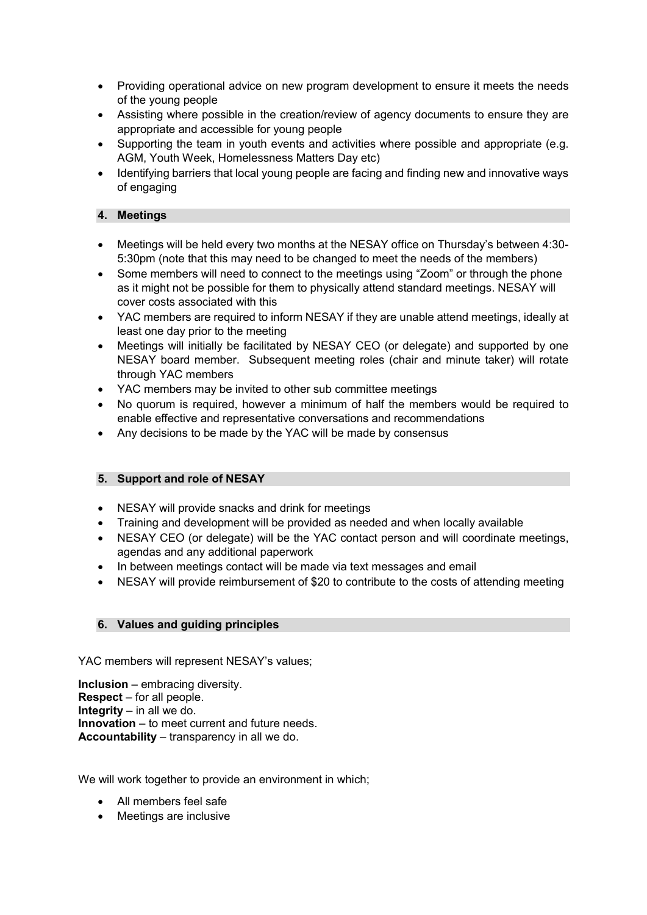- Providing operational advice on new program development to ensure it meets the needs of the young people
- Assisting where possible in the creation/review of agency documents to ensure they are appropriate and accessible for young people
- Supporting the team in youth events and activities where possible and appropriate (e.g. AGM, Youth Week, Homelessness Matters Day etc)
- Identifying barriers that local young people are facing and finding new and innovative ways of engaging

## 4. Meetings

- Meetings will be held every two months at the NESAY office on Thursday's between 4:30-5:30pm (note that this may need to be changed to meet the needs of the members)
- Some members will need to connect to the meetings using "Zoom" or through the phone as it might not be possible for them to physically attend standard meetings. NESAY will cover costs associated with this
- YAC members are required to inform NESAY if they are unable attend meetings, ideally at least one day prior to the meeting
- Meetings will initially be facilitated by NESAY CEO (or delegate) and supported by one NESAY board member. Subsequent meeting roles (chair and minute taker) will rotate through YAC members
- YAC members may be invited to other sub committee meetings
- No quorum is required, however a minimum of half the members would be required to enable effective and representative conversations and recommendations
- Any decisions to be made by the YAC will be made by consensus

## 5. Support and role of NESAY

- NESAY will provide snacks and drink for meetings
- Training and development will be provided as needed and when locally available
- NESAY CEO (or delegate) will be the YAC contact person and will coordinate meetings, agendas and any additional paperwork
- In between meetings contact will be made via text messages and email
- NESAY will provide reimbursement of $20 to contribute to the costs of attending meeting

## 6. Values and guiding principles

YAC members will represent NESAY's values;

**Inclusion** – embracing diversity.
**Respect** – for all people.
**Integrity** – in all we do.
**Innovation** – to meet current and future needs.
**Accountability** – transparency in all we do.

We will work together to provide an environment in which;

- All members feel safe
- Meetings are inclusive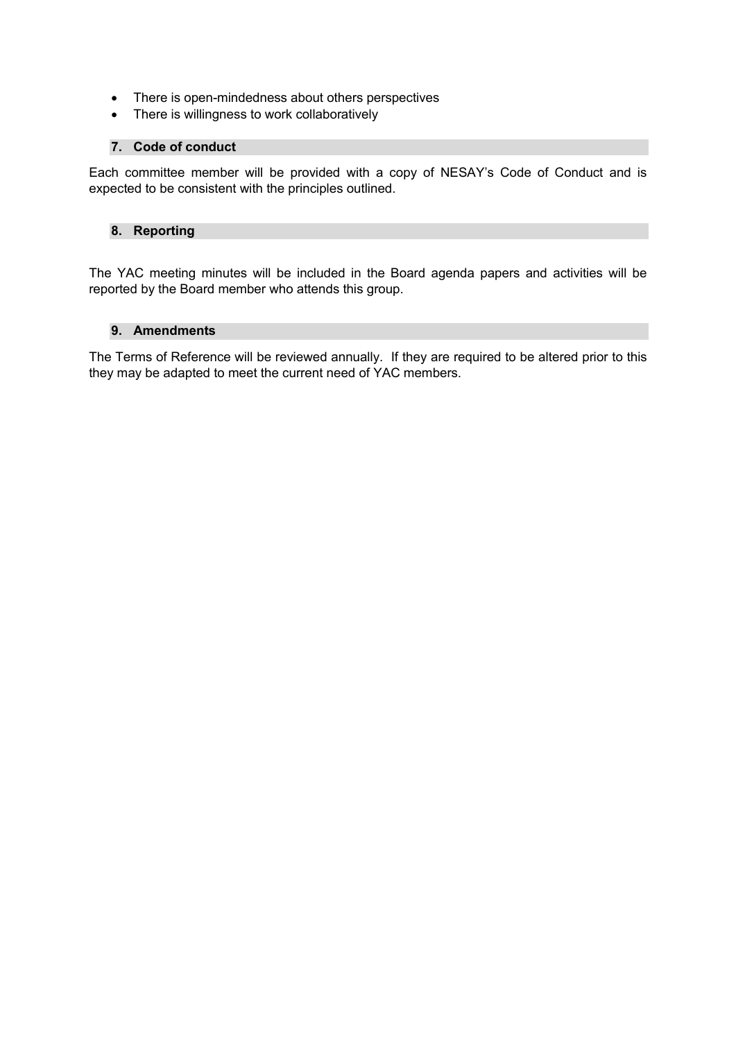- There is open-mindedness about others perspectives
- There is willingness to work collaboratively

## 7. Code of conduct

Each committee member will be provided with a copy of NESAY's Code of Conduct and is expected to be consistent with the principles outlined.

## 8. Reporting

The YAC meeting minutes will be included in the Board agenda papers and activities will be reported by the Board member who attends this group.

## 9. Amendments

The Terms of Reference will be reviewed annually. If they are required to be altered prior to this they may be adapted to meet the current need of YAC members.